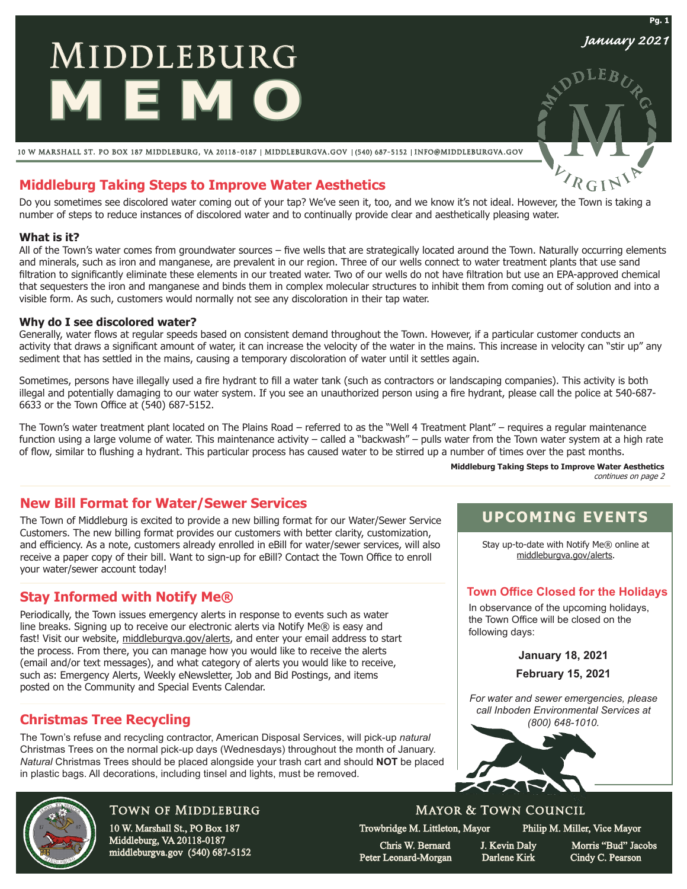# MIDDLEBURG MEMO

*January 2021*

10 W MARSHALL ST. PO BOX 187 MIDDLEBURG, VA 20118-0187 | MIDDLEBURGVA.GOV | (540) 687-5152 | INFO@MIDDLEBURGVA.GOV

## Middleburg Taking Steps to Improve Water Aesthetics

Do you sometimes see discolored water coming out of your tap? We've seen it, too, and we know it's not ideal. However, the Town is taking a number of steps to reduce instances of discolored water and to continually provide clear and aesthetically pleasing water.

### What is it?

All of the Town's water comes from groundwater sources – five wells that are strategically located around the Town. Naturally occurring elements and minerals, such as iron and manganese, are prevalent in our region. Three of our wells connect to water treatment plants that use sand filtration to significantly eliminate these elements in our treated water. Two of our wells do not have filtration but use an EPA-approved chemical that sequesters the iron and manganese and binds them in complex molecular structures to inhibit them from coming out of solution and into a visible form. As such, customers would normally not see any discoloration in their tap water.

### Why do I see discolored water?

Generally, water flows at regular speeds based on consistent demand throughout the Town. However, if a particular customer conducts an activity that draws a significant amount of water, it can increase the velocity of the water in the mains. This increase in velocity can "stir up" any sediment that has settled in the mains, causing a temporary discoloration of water until it settles again.

Sometimes, persons have illegally used a fire hydrant to fill a water tank (such as contractors or landscaping companies). This activity is both illegal and potentially damaging to our water system. If you see an unauthorized person using a fire hydrant, please call the police at 540-687-6633 or the Town Office at (540) 687-5152.

The Town's water treatment plant located on The Plains Road – referred to as the "Well 4 Treatment Plant" – requires a regular maintenance function using a large volume of water. This maintenance activity – called a "backwash" – pulls water from the Town water system at a high rate of flow, similar to flushing a hydrant. This particular process has caused water to be stirred up a number of times over the past months.

**Middleburg Taking Steps to Improve Water Aesthetics**
*continues on page 2*

## New Bill Format for Water/Sewer Services

The Town of Middleburg is excited to provide a new billing format for our Water/Sewer Service Customers. The new billing format provides our customers with better clarity, customization, and efficiency. As a note, customers already enrolled in eBill for water/sewer services, will also receive a paper copy of their bill. Want to sign-up for eBill? Contact the Town Office to enroll your water/sewer account today!

## Stay Informed with Notify Me®

Periodically, the Town issues emergency alerts in response to events such as water line breaks. Signing up to receive our electronic alerts via Notify Me® is easy and fast! Visit our website, middleburgva.gov/alerts, and enter your email address to start the process. From there, you can manage how you would like to receive the alerts (email and/or text messages), and what category of alerts you would like to receive, such as: Emergency Alerts, Weekly eNewsletter, Job and Bid Postings, and items posted on the Community and Special Events Calendar.

## Christmas Tree Recycling

The Town's refuse and recycling contractor, American Disposal Services, will pick-up *natural* Christmas Trees on the normal pick-up days (Wednesdays) throughout the month of January. *Natural* Christmas Trees should be placed alongside your trash cart and should **NOT** be placed in plastic bags. All decorations, including tinsel and lights, must be removed.

## UPCOMING EVENTS

Stay up-to-date with Notify Me® online at middleburgva.gov/alerts.

### Town Office Closed for the Holidays

In observance of the upcoming holidays, the Town Office will be closed on the following days:

**January 18, 2021**

**February 15, 2021**

*For water and sewer emergencies, please call Inboden Environmental Services at (800) 648-1010.*

### TOWN OF MIDDLEBURG

10 W. Marshall St., PO Box 187
Middleburg, VA 20118-0187
middleburgva.gov (540) 687-5152

### MAYOR & TOWN COUNCIL

Trowbridge M. Littleton, Mayor
Philip M. Miller, Vice Mayor
Chris W. Bernard
Peter Leonard-Morgan
J. Kevin Daly
Darlene Kirk
Morris "Bud" Jacobs
Cindy C. Pearson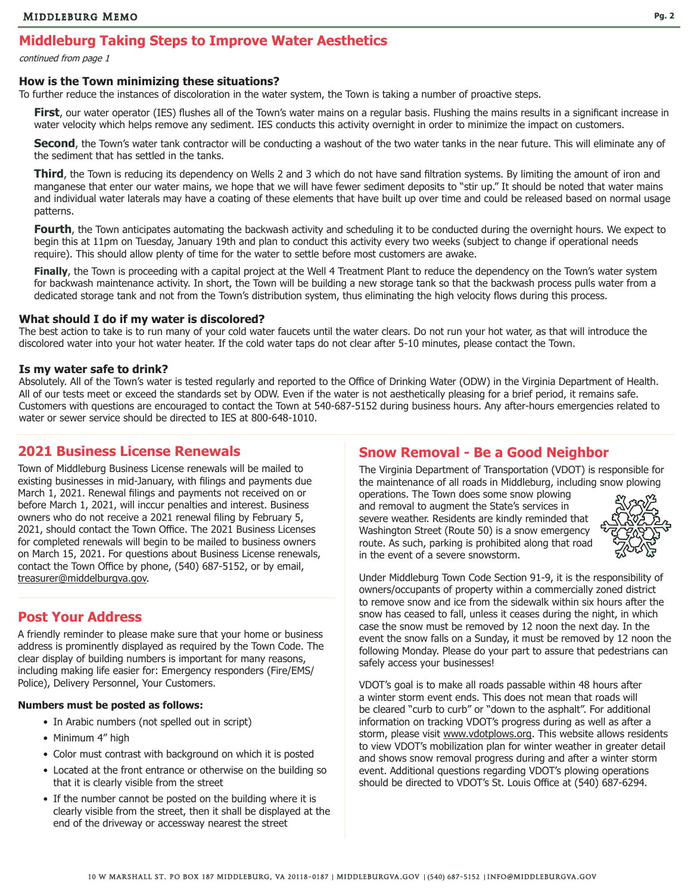## Middleburg Taking Steps to Improve Water Aesthetics

*continued from page 1*

### How is the Town minimizing these situations?

To further reduce the instances of discoloration in the water system, the Town is taking a number of proactive steps.

**First**, our water operator (IES) flushes all of the Town's water mains on a regular basis. Flushing the mains results in a significant increase in water velocity which helps remove any sediment. IES conducts this activity overnight in order to minimize the impact on customers.

**Second**, the Town's water tank contractor will be conducting a washout of the two water tanks in the near future. This will eliminate any of the sediment that has settled in the tanks.

**Third**, the Town is reducing its dependency on Wells 2 and 3 which do not have sand filtration systems. By limiting the amount of iron and manganese that enter our water mains, we hope that we will have fewer sediment deposits to "stir up." It should be noted that water mains and individual water laterals may have a coating of these elements that have built up over time and could be released based on normal usage patterns.

**Fourth**, the Town anticipates automating the backwash activity and scheduling it to be conducted during the overnight hours. We expect to begin this at 11pm on Tuesday, January 19th and plan to conduct this activity every two weeks (subject to change if operational needs require). This should allow plenty of time for the water to settle before most customers are awake.

**Finally**, the Town is proceeding with a capital project at the Well 4 Treatment Plant to reduce the dependency on the Town's water system for backwash maintenance activity. In short, the Town will be building a new storage tank so that the backwash process pulls water from a dedicated storage tank and not from the Town's distribution system, thus eliminating the high velocity flows during this process.

### What should I do if my water is discolored?

The best action to take is to run many of your cold water faucets until the water clears. Do not run your hot water, as that will introduce the discolored water into your hot water heater. If the cold water taps do not clear after 5-10 minutes, please contact the Town.

### Is my water safe to drink?

Absolutely. All of the Town's water is tested regularly and reported to the Office of Drinking Water (ODW) in the Virginia Department of Health. All of our tests meet or exceed the standards set by ODW. Even if the water is not aesthetically pleasing for a brief period, it remains safe. Customers with questions are encouraged to contact the Town at 540-687-5152 during business hours. Any after-hours emergencies related to water or sewer service should be directed to IES at 800-648-1010.

## 2021 Business License Renewals

Town of Middleburg Business License renewals will be mailed to existing businesses in mid-January, with filings and payments due March 1, 2021. Renewal filings and payments not received on or before March 1, 2021, will incur penalties and interest. Business owners who do not receive a 2021 renewal filing by February 5, 2021, should contact the Town Office. The 2021 Business Licenses for completed renewals will begin to be mailed to business owners on March 15, 2021. For questions about Business License renewals, contact the Town Office by phone, (540) 687-5152, or by email, treasurer@middelburgva.gov.

## Post Your Address

A friendly reminder to please make sure that your home or business address is prominently displayed as required by the Town Code. The clear display of building numbers is important for many reasons, including making life easier for: Emergency responders (Fire/EMS/Police), Delivery Personnel, Your Customers.

**Numbers must be posted as follows:**

- In Arabic numbers (not spelled out in script)
- Minimum 4" high
- Color must contrast with background on which it is posted
- Located at the front entrance or otherwise on the building so that it is clearly visible from the street
- If the number cannot be posted on the building where it is clearly visible from the street, then it shall be displayed at the end of the driveway or accessway nearest the street

## Snow Removal - Be a Good Neighbor

The Virginia Department of Transportation (VDOT) is responsible for the maintenance of all roads in Middleburg, including snow plowing operations. The Town does some snow plowing and removal to augment the State's services in severe weather. Residents are kindly reminded that Washington Street (Route 50) is a snow emergency route. As such, parking is prohibited along that road in the event of a severe snowstorm.

Under Middleburg Town Code Section 91-9, it is the responsibility of owners/occupants of property within a commercially zoned district to remove snow and ice from the sidewalk within six hours after the snow has ceased to fall, unless it ceases during the night, in which case the snow must be removed by 12 noon the next day. In the event the snow falls on a Sunday, it must be removed by 12 noon the following Monday. Please do your part to assure that pedestrians can safely access your businesses!

VDOT's goal is to make all roads passable within 48 hours after a winter storm event ends. This does not mean that roads will be cleared "curb to curb" or "down to the asphalt". For additional information on tracking VDOT's progress during as well as after a storm, please visit www.vdotplows.org. This website allows residents to view VDOT's mobilization plan for winter weather in greater detail and shows snow removal progress during and after a winter storm event. Additional questions regarding VDOT's plowing operations should be directed to VDOT's St. Louis Office at (540) 687-6294.